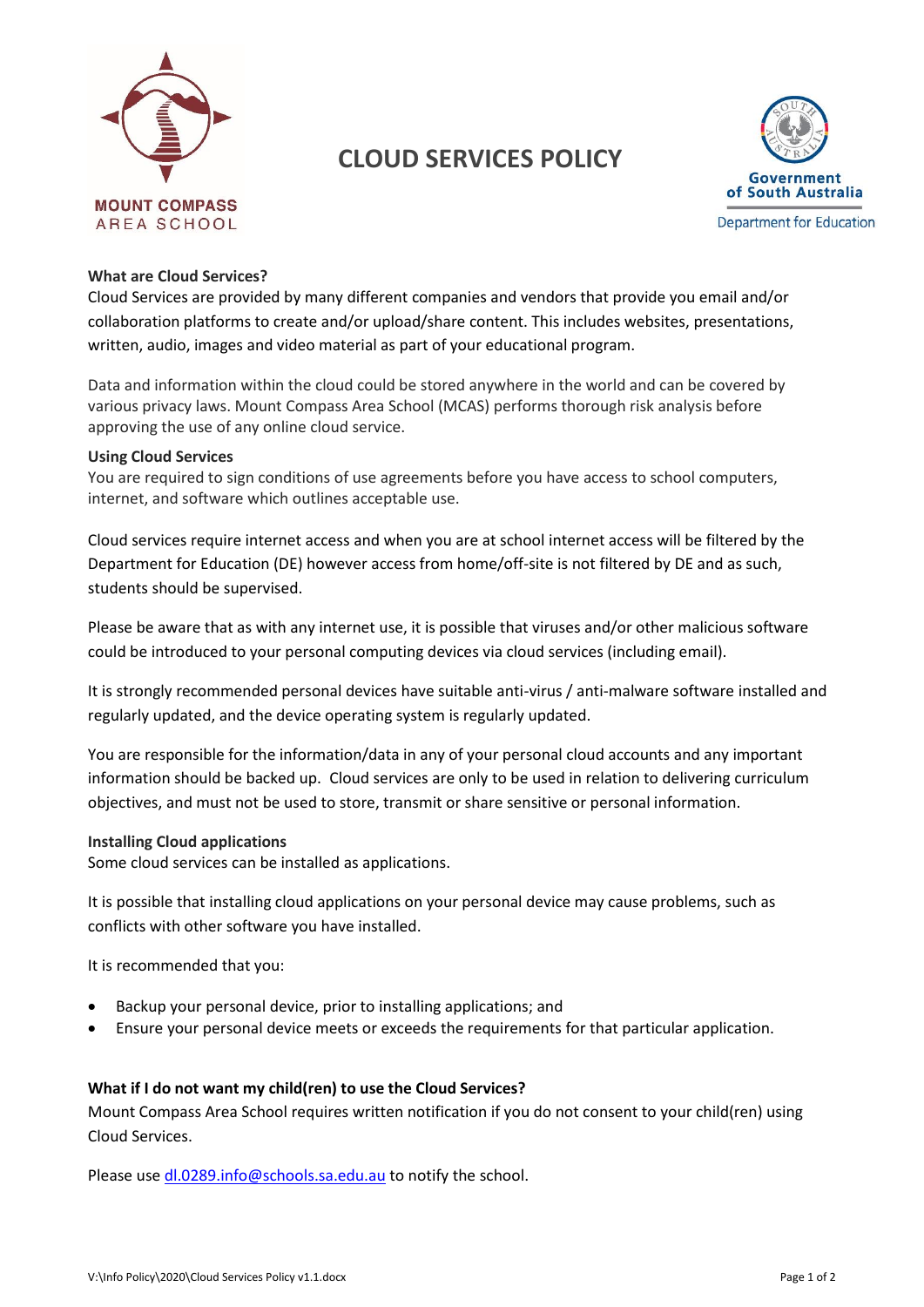MOUNT COMPASS AREA SCHOOL

# CLOUD SERVICES POLICY

Government of South Australia
Department for Education

**What are Cloud Services?**
Cloud Services are provided by many different companies and vendors that provide you email and/or collaboration platforms to create and/or upload/share content. This includes websites, presentations, written, audio, images and video material as part of your educational program.

Data and information within the cloud could be stored anywhere in the world and can be covered by various privacy laws. Mount Compass Area School (MCAS) performs thorough risk analysis before approving the use of any online cloud service.

**Using Cloud Services**
You are required to sign conditions of use agreements before you have access to school computers, internet, and software which outlines acceptable use.

Cloud services require internet access and when you are at school internet access will be filtered by the Department for Education (DE) however access from home/off-site is not filtered by DE and as such, students should be supervised.

Please be aware that as with any internet use, it is possible that viruses and/or other malicious software could be introduced to your personal computing devices via cloud services (including email).

It is strongly recommended personal devices have suitable anti-virus / anti-malware software installed and regularly updated, and the device operating system is regularly updated.

You are responsible for the information/data in any of your personal cloud accounts and any important information should be backed up. Cloud services are only to be used in relation to delivering curriculum objectives, and must not be used to store, transmit or share sensitive or personal information.

**Installing Cloud applications**
Some cloud services can be installed as applications.

It is possible that installing cloud applications on your personal device may cause problems, such as conflicts with other software you have installed.

It is recommended that you:

- Backup your personal device, prior to installing applications; and
- Ensure your personal device meets or exceeds the requirements for that particular application.

**What if I do not want my child(ren) to use the Cloud Services?**
Mount Compass Area School requires written notification if you do not consent to your child(ren) using Cloud Services.

Please use dl.0289.info@schools.sa.edu.au to notify the school.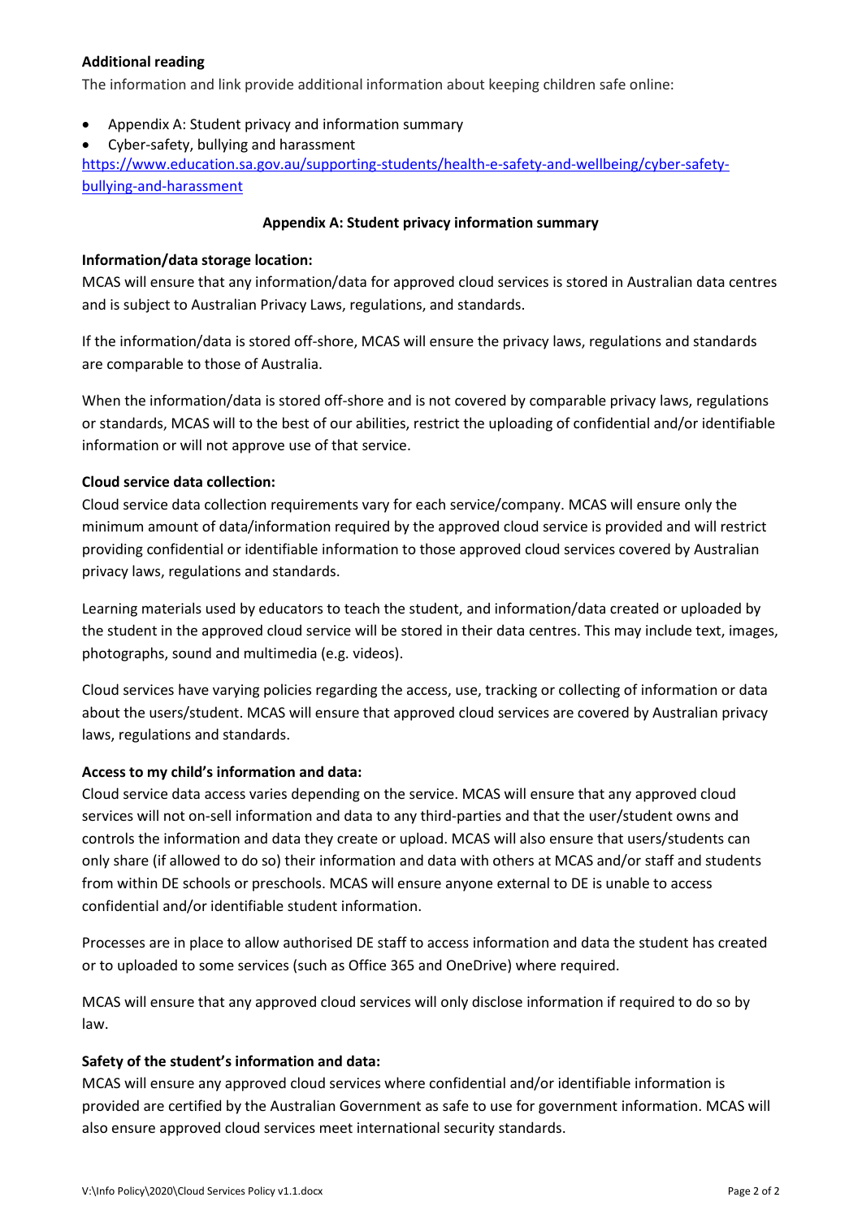**Additional reading**

The information and link provide additional information about keeping children safe online:

- Appendix A: Student privacy and information summary
- Cyber-safety, bullying and harassment

[https://www.education.sa.gov.au/supporting-students/health-e-safety-and-wellbeing/cyber-safety-bullying-and-harassment](https://www.education.sa.gov.au/supporting-students/health-e-safety-and-wellbeing/cyber-safety-bullying-and-harassment)

## Appendix A: Student privacy information summary

**Information/data storage location:**

MCAS will ensure that any information/data for approved cloud services is stored in Australian data centres and is subject to Australian Privacy Laws, regulations, and standards.

If the information/data is stored off-shore, MCAS will ensure the privacy laws, regulations and standards are comparable to those of Australia.

When the information/data is stored off-shore and is not covered by comparable privacy laws, regulations or standards, MCAS will to the best of our abilities, restrict the uploading of confidential and/or identifiable information or will not approve use of that service.

**Cloud service data collection:**

Cloud service data collection requirements vary for each service/company. MCAS will ensure only the minimum amount of data/information required by the approved cloud service is provided and will restrict providing confidential or identifiable information to those approved cloud services covered by Australian privacy laws, regulations and standards.

Learning materials used by educators to teach the student, and information/data created or uploaded by the student in the approved cloud service will be stored in their data centres. This may include text, images, photographs, sound and multimedia (e.g. videos).

Cloud services have varying policies regarding the access, use, tracking or collecting of information or data about the users/student. MCAS will ensure that approved cloud services are covered by Australian privacy laws, regulations and standards.

**Access to my child's information and data:**

Cloud service data access varies depending on the service. MCAS will ensure that any approved cloud services will not on-sell information and data to any third-parties and that the user/student owns and controls the information and data they create or upload. MCAS will also ensure that users/students can only share (if allowed to do so) their information and data with others at MCAS and/or staff and students from within DE schools or preschools. MCAS will ensure anyone external to DE is unable to access confidential and/or identifiable student information.

Processes are in place to allow authorised DE staff to access information and data the student has created or to uploaded to some services (such as Office 365 and OneDrive) where required.

MCAS will ensure that any approved cloud services will only disclose information if required to do so by law.

**Safety of the student's information and data:**

MCAS will ensure any approved cloud services where confidential and/or identifiable information is provided are certified by the Australian Government as safe to use for government information. MCAS will also ensure approved cloud services meet international security standards.

V:\Info Policy\2020\Cloud Services Policy v1.1.docx